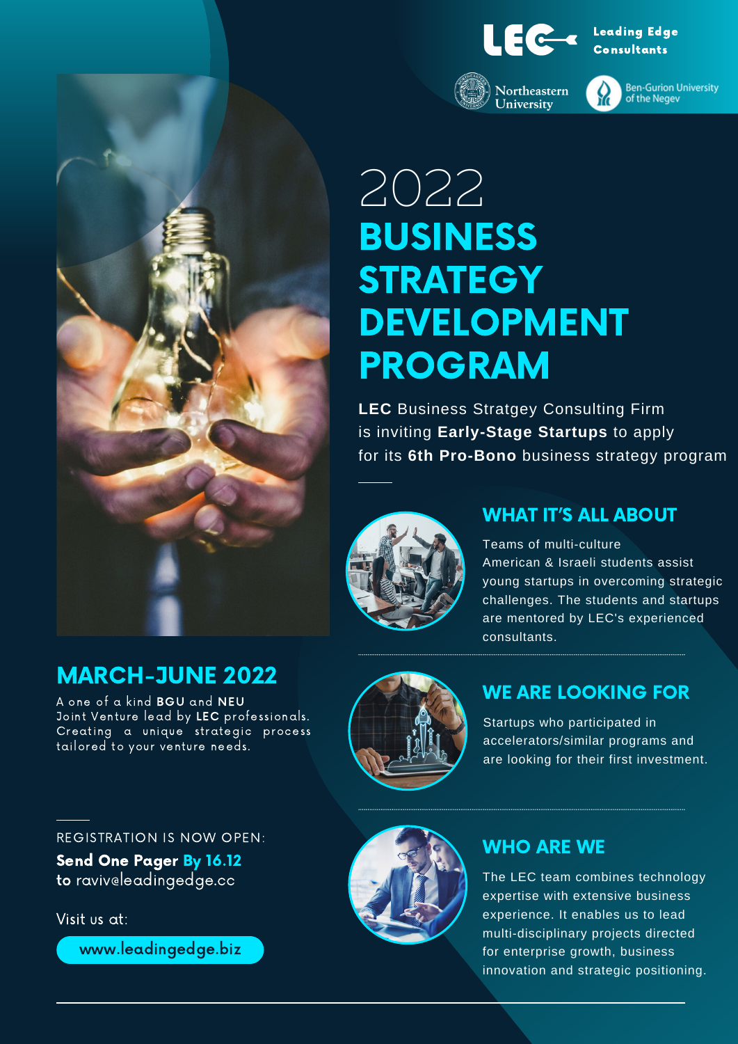LEC Leading Edge Consultants

Northeastern University

Ben-Gurion University of the Negev

# 2022
# BUSINESS STRATEGY DEVELOPMENT PROGRAM

**LEC** Business Stratgey Consulting Firm is inviting **Early-Stage Startups** to apply for its **6th Pro-Bono** business strategy program

## WHAT IT'S ALL ABOUT

Teams of multi-culture American & Israeli students assist young startups in overcoming strategic challenges. The students and startups are mentored by LEC's experienced consultants.

## WE ARE LOOKING FOR

Startups who participated in accelerators/similar programs and are looking for their first investment.

## WHO ARE WE

The LEC team combines technology expertise with extensive business experience. It enables us to lead multi-disciplinary projects directed for enterprise growth, business innovation and strategic positioning.

## MARCH-JUNE 2022

A one of a kind **BGU** and **NEU** Joint Venture lead by **LEC** professionals. Creating a unique strategic process tailored to your venture needs.

REGISTRATION IS NOW OPEN:

**Send One Pager By 16.12**
**to** raviv@leadingedge.cc

Visit us at:

www.leadingedge.biz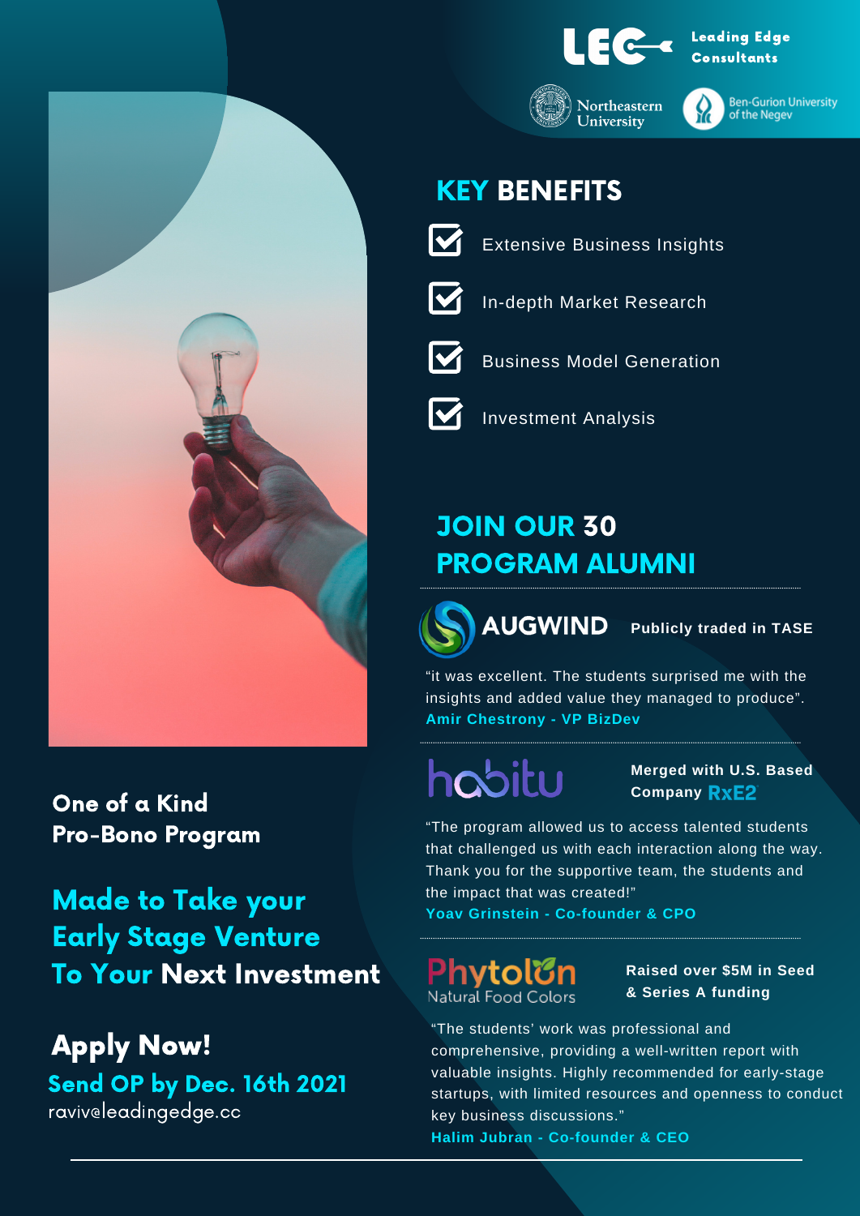LEC Leading Edge Consultants

Northeastern University

Ben-Gurion University of the Negev

## KEY BENEFITS

- Extensive Business Insights
- In-depth Market Research
- Business Model Generation
- Investment Analysis

## JOIN OUR 30 PROGRAM ALUMNI

**AUGWIND** — **Publicly traded in TASE**

“it was excellent. The students surprised me with the insights and added value they managed to produce”.
**Amir Chestrony - VP BizDev**

**habitu** — **Merged with U.S. Based Company RxE2**

“The program allowed us to access talented students that challenged us with each interaction along the way. Thank you for the supportive team, the students and the impact that was created!”
**Yoav Grinstein - Co-founder & CPO**

**Phytolon** Natural Food Colors — **Raised over $5M in Seed & Series A funding**

“The students’ work was professional and comprehensive, providing a well-written report with valuable insights. Highly recommended for early-stage startups, with limited resources and openness to conduct key business discussions.”
**Halim Jubran - Co-founder & CEO**

**One of a Kind Pro-Bono Program**

## Made to Take your Early Stage Venture To Your Next Investment

## Apply Now!

**Send OP by Dec. 16th 2021**

raviv@leadingedge.cc